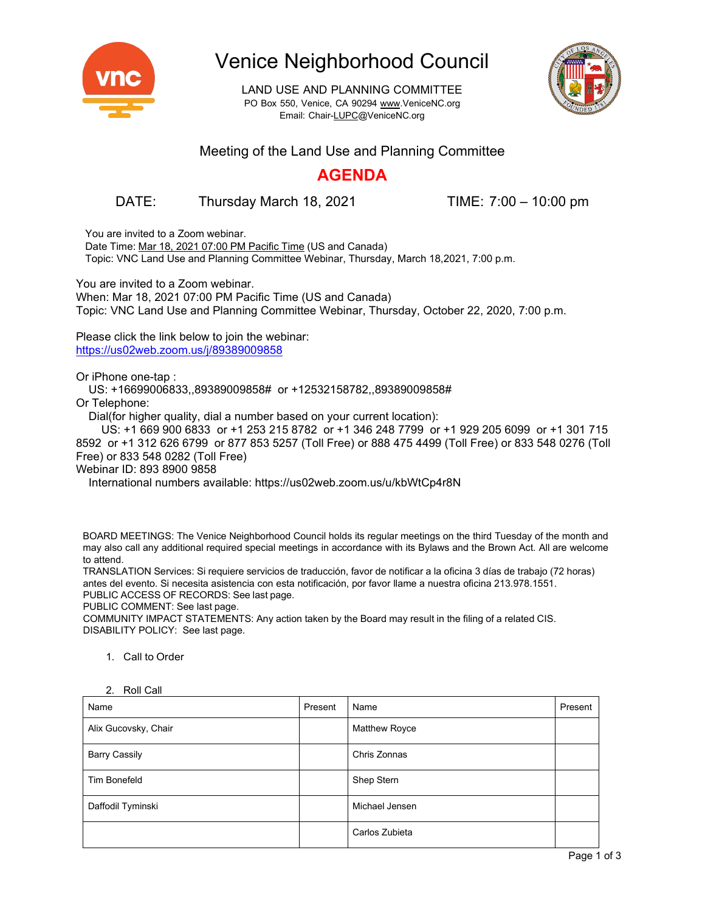# Venice Neighborhood Council

LAND USE AND PLANNING COMMITTEE
PO Box 550, Venice, CA 90294 www.VeniceNC.org
Email: Chair-LUPC@VeniceNC.org

## Meeting of the Land Use and Planning Committee

## AGENDA

DATE: Thursday March 18, 2021 TIME: 7:00 – 10:00 pm

You are invited to a Zoom webinar.
Date Time: Mar 18, 2021 07:00 PM Pacific Time (US and Canada)
Topic: VNC Land Use and Planning Committee Webinar, Thursday, March 18,2021, 7:00 p.m.

You are invited to a Zoom webinar.
When: Mar 18, 2021 07:00 PM Pacific Time (US and Canada)
Topic: VNC Land Use and Planning Committee Webinar, Thursday, October 22, 2020, 7:00 p.m.

Please click the link below to join the webinar:
https://us02web.zoom.us/j/89389009858

Or iPhone one-tap :
US: +16699006833,,89389009858# or +12532158782,,89389009858#
Or Telephone:
Dial(for higher quality, dial a number based on your current location):
US: +1 669 900 6833 or +1 253 215 8782 or +1 346 248 7799 or +1 929 205 6099 or +1 301 715 8592 or +1 312 626 6799 or 877 853 5257 (Toll Free) or 888 475 4499 (Toll Free) or 833 548 0276 (Toll Free) or 833 548 0282 (Toll Free)
Webinar ID: 893 8900 9858
International numbers available: https://us02web.zoom.us/u/kbWtCp4r8N

BOARD MEETINGS: The Venice Neighborhood Council holds its regular meetings on the third Tuesday of the month and may also call any additional required special meetings in accordance with its Bylaws and the Brown Act. All are welcome to attend.
TRANSLATION Services: Si requiere servicios de traducción, favor de notificar a la oficina 3 días de trabajo (72 horas) antes del evento. Si necesita asistencia con esta notificación, por favor llame a nuestra oficina 213.978.1551.
PUBLIC ACCESS OF RECORDS: See last page.
PUBLIC COMMENT: See last page.
COMMUNITY IMPACT STATEMENTS: Any action taken by the Board may result in the filing of a related CIS.
DISABILITY POLICY: See last page.

1. Call to Order

2. Roll Call

| Name | Present | Name | Present |
|---|---|---|---|
| Alix Gucovsky, Chair | | Matthew Royce | |
| Barry Cassily | | Chris Zonnas | |
| Tim Bonefeld | | Shep Stern | |
| Daffodil Tyminski | | Michael Jensen | |
| | | Carlos Zubieta | |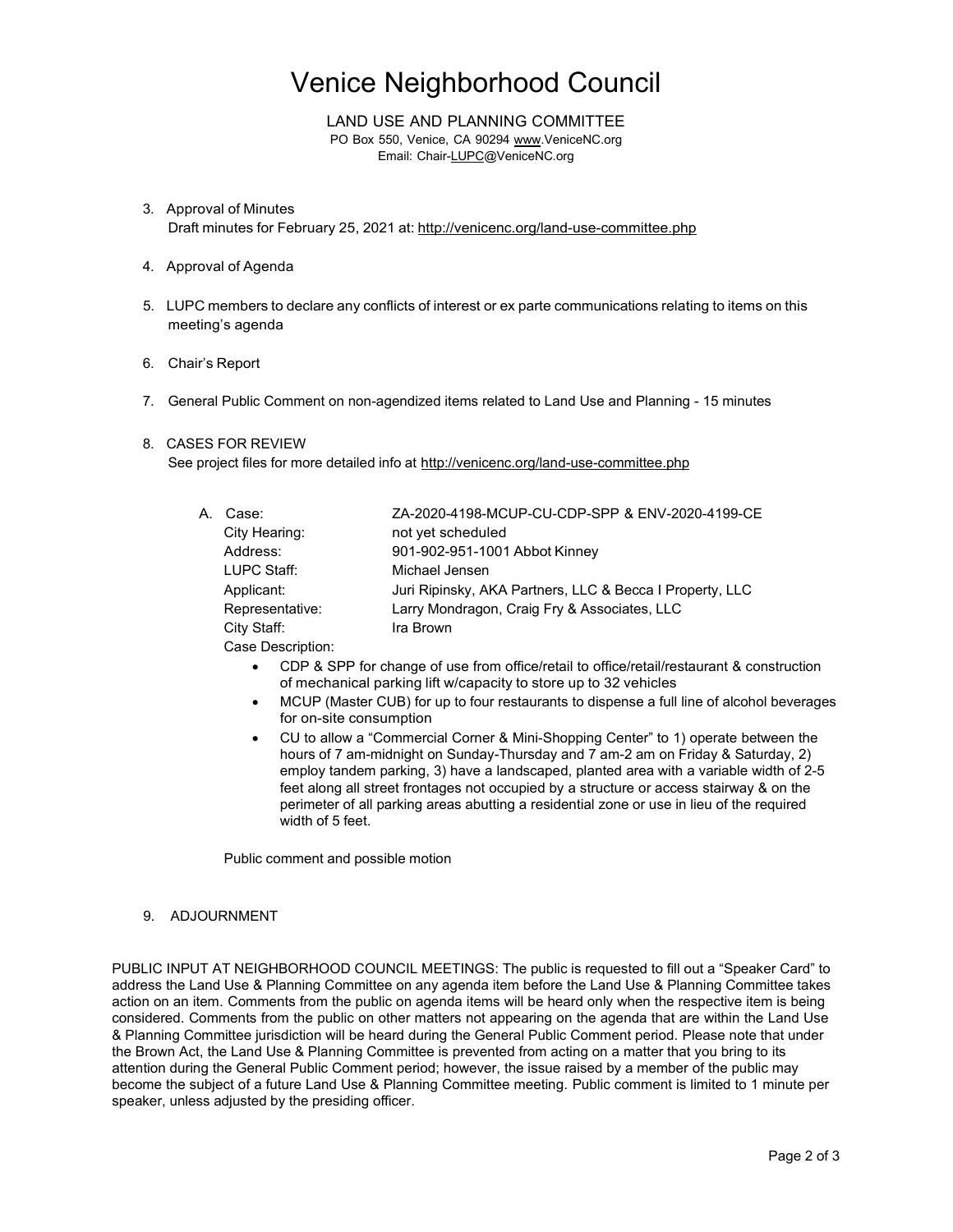# Venice Neighborhood Council

LAND USE AND PLANNING COMMITTEE
PO Box 550, Venice, CA 90294 www.VeniceNC.org
Email: Chair-LUPC@VeniceNC.org

3. Approval of Minutes
   Draft minutes for February 25, 2021 at: http://venicenc.org/land-use-committee.php

4. Approval of Agenda

5. LUPC members to declare any conflicts of interest or ex parte communications relating to items on this meeting's agenda

6. Chair's Report

7. General Public Comment on non-agendized items related to Land Use and Planning - 15 minutes

8. CASES FOR REVIEW
   See project files for more detailed info at http://venicenc.org/land-use-committee.php

   A. Case: ZA-2020-4198-MCUP-CU-CDP-SPP & ENV-2020-4199-CE
      City Hearing: not yet scheduled
      Address: 901-902-951-1001 Abbot Kinney
      LUPC Staff: Michael Jensen
      Applicant: Juri Ripinsky, AKA Partners, LLC & Becca I Property, LLC
      Representative: Larry Mondragon, Craig Fry & Associates, LLC
      City Staff: Ira Brown
      Case Description:
      - CDP & SPP for change of use from office/retail to office/retail/restaurant & construction of mechanical parking lift w/capacity to store up to 32 vehicles
      - MCUP (Master CUB) for up to four restaurants to dispense a full line of alcohol beverages for on-site consumption
      - CU to allow a "Commercial Corner & Mini-Shopping Center" to 1) operate between the hours of 7 am-midnight on Sunday-Thursday and 7 am-2 am on Friday & Saturday, 2) employ tandem parking, 3) have a landscaped, planted area with a variable width of 2-5 feet along all street frontages not occupied by a structure or access stairway & on the perimeter of all parking areas abutting a residential zone or use in lieu of the required width of 5 feet.

      Public comment and possible motion

9. ADJOURNMENT

PUBLIC INPUT AT NEIGHBORHOOD COUNCIL MEETINGS: The public is requested to fill out a "Speaker Card" to address the Land Use & Planning Committee on any agenda item before the Land Use & Planning Committee takes action on an item. Comments from the public on agenda items will be heard only when the respective item is being considered. Comments from the public on other matters not appearing on the agenda that are within the Land Use & Planning Committee jurisdiction will be heard during the General Public Comment period. Please note that under the Brown Act, the Land Use & Planning Committee is prevented from acting on a matter that you bring to its attention during the General Public Comment period; however, the issue raised by a member of the public may become the subject of a future Land Use & Planning Committee meeting. Public comment is limited to 1 minute per speaker, unless adjusted by the presiding officer.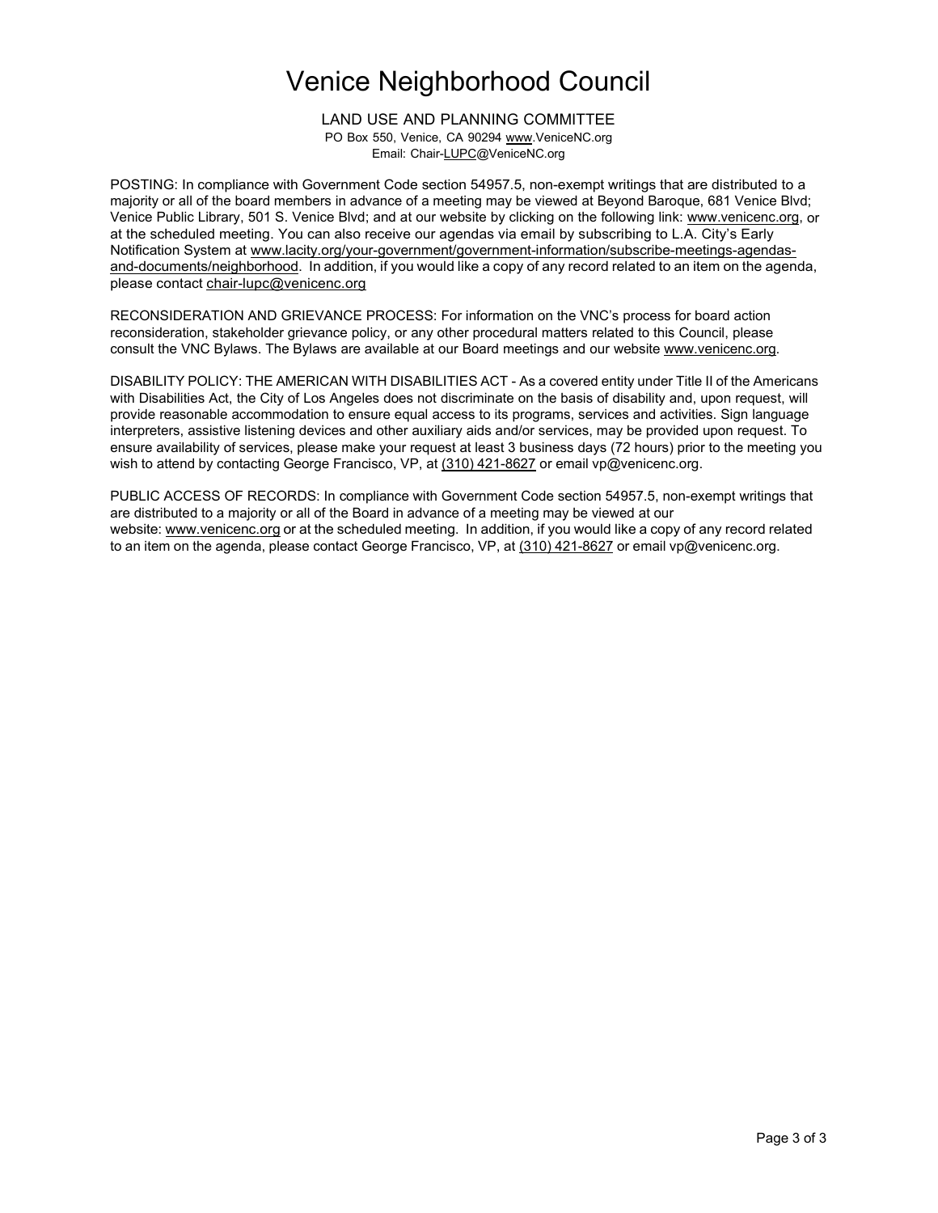# Venice Neighborhood Council

LAND USE AND PLANNING COMMITTEE
PO Box 550, Venice, CA 90294 www.VeniceNC.org
Email: Chair-LUPC@VeniceNC.org

POSTING: In compliance with Government Code section 54957.5, non-exempt writings that are distributed to a majority or all of the board members in advance of a meeting may be viewed at Beyond Baroque, 681 Venice Blvd; Venice Public Library, 501 S. Venice Blvd; and at our website by clicking on the following link: www.venicenc.org, or at the scheduled meeting. You can also receive our agendas via email by subscribing to L.A. City's Early Notification System at www.lacity.org/your-government/government-information/subscribe-meetings-agendas-and-documents/neighborhood. In addition, if you would like a copy of any record related to an item on the agenda, please contact chair-lupc@venicenc.org

RECONSIDERATION AND GRIEVANCE PROCESS: For information on the VNC's process for board action reconsideration, stakeholder grievance policy, or any other procedural matters related to this Council, please consult the VNC Bylaws. The Bylaws are available at our Board meetings and our website www.venicenc.org.

DISABILITY POLICY: THE AMERICAN WITH DISABILITIES ACT - As a covered entity under Title II of the Americans with Disabilities Act, the City of Los Angeles does not discriminate on the basis of disability and, upon request, will provide reasonable accommodation to ensure equal access to its programs, services and activities. Sign language interpreters, assistive listening devices and other auxiliary aids and/or services, may be provided upon request. To ensure availability of services, please make your request at least 3 business days (72 hours) prior to the meeting you wish to attend by contacting George Francisco, VP, at (310) 421-8627 or email vp@venicenc.org.

PUBLIC ACCESS OF RECORDS: In compliance with Government Code section 54957.5, non-exempt writings that are distributed to a majority or all of the Board in advance of a meeting may be viewed at our website: www.venicenc.org or at the scheduled meeting. In addition, if you would like a copy of any record related to an item on the agenda, please contact George Francisco, VP, at (310) 421-8627 or email vp@venicenc.org.